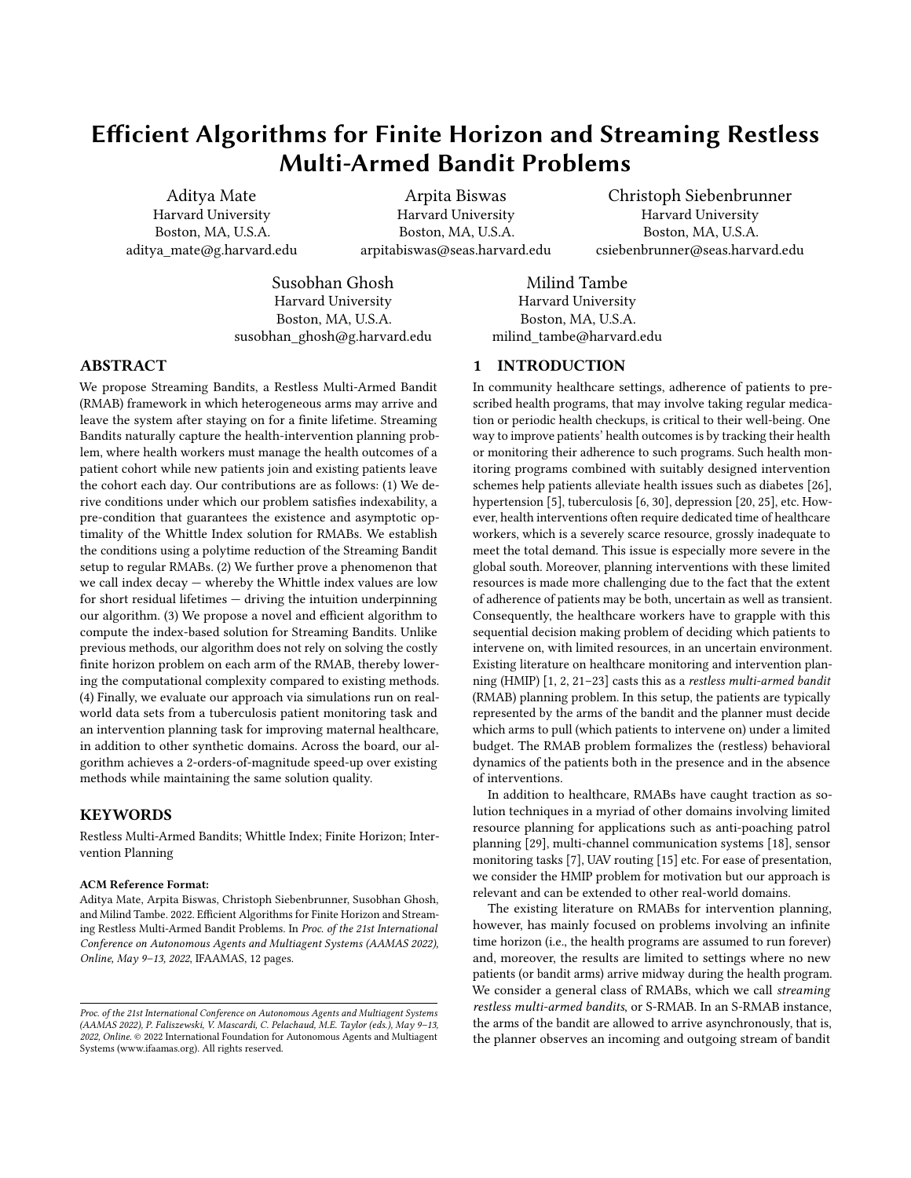# Efficient Algorithms for Finite Horizon and Streaming Restless Multi-Armed Bandit Problems

Aditya Mate
Harvard University
Boston, MA, U.S.A.
aditya_mate@g.harvard.edu

Arpita Biswas
Harvard University
Boston, MA, U.S.A.
arpitabiswas@seas.harvard.edu

Christoph Siebenbrunner
Harvard University
Boston, MA, U.S.A.
csiebenbrunner@seas.harvard.edu

Susobhan Ghosh
Harvard University
Boston, MA, U.S.A.
susobhan_ghosh@g.harvard.edu

Milind Tambe
Harvard University
Boston, MA, U.S.A.
milind_tambe@harvard.edu

## ABSTRACT

We propose Streaming Bandits, a Restless Multi-Armed Bandit (RMAB) framework in which heterogeneous arms may arrive and leave the system after staying on for a finite lifetime. Streaming Bandits naturally capture the health-intervention planning problem, where health workers must manage the health outcomes of a patient cohort while new patients join and existing patients leave the cohort each day. Our contributions are as follows: (1) We derive conditions under which our problem satisfies indexability, a pre-condition that guarantees the existence and asymptotic optimality of the Whittle Index solution for RMABs. We establish the conditions using a polytime reduction of the Streaming Bandit setup to regular RMABs. (2) We further prove a phenomenon that we call index decay — whereby the Whittle index values are low for short residual lifetimes — driving the intuition underpinning our algorithm. (3) We propose a novel and efficient algorithm to compute the index-based solution for Streaming Bandits. Unlike previous methods, our algorithm does not rely on solving the costly finite horizon problem on each arm of the RMAB, thereby lowering the computational complexity compared to existing methods. (4) Finally, we evaluate our approach via simulations run on real-world data sets from a tuberculosis patient monitoring task and an intervention planning task for improving maternal healthcare, in addition to other synthetic domains. Across the board, our algorithm achieves a 2-orders-of-magnitude speed-up over existing methods while maintaining the same solution quality.

## KEYWORDS

Restless Multi-Armed Bandits; Whittle Index; Finite Horizon; Intervention Planning

**ACM Reference Format:**
Aditya Mate, Arpita Biswas, Christoph Siebenbrunner, Susobhan Ghosh, and Milind Tambe. 2022. Efficient Algorithms for Finite Horizon and Streaming Restless Multi-Armed Bandit Problems. In *Proc. of the 21st International Conference on Autonomous Agents and Multiagent Systems (AAMAS 2022), Online, May 9–13, 2022*, IFAAMAS, 12 pages.

*Proc. of the 21st International Conference on Autonomous Agents and Multiagent Systems (AAMAS 2022)*, P. Faliszewski, V. Mascardi, C. Pelachaud, M.E. Taylor (eds.), May 9–13, 2022, Online. © 2022 International Foundation for Autonomous Agents and Multiagent Systems (www.ifaamas.org). All rights reserved.

## 1 INTRODUCTION

In community healthcare settings, adherence of patients to prescribed health programs, that may involve taking regular medication or periodic health checkups, is critical to their well-being. One way to improve patients' health outcomes is by tracking their health or monitoring their adherence to such programs. Such health monitoring programs combined with suitably designed intervention schemes help patients alleviate health issues such as diabetes [26], hypertension [5], tuberculosis [6, 30], depression [20, 25], etc. However, health interventions often require dedicated time of healthcare workers, which is a severely scarce resource, grossly inadequate to meet the total demand. This issue is especially more severe in the global south. Moreover, planning interventions with these limited resources is made more challenging due to the fact that the extent of adherence of patients may be both, uncertain as well as transient. Consequently, the healthcare workers have to grapple with this sequential decision making problem of deciding which patients to intervene on, with limited resources, in an uncertain environment. Existing literature on healthcare monitoring and intervention planning (HMIP) [1, 2, 21–23] casts this as a *restless multi-armed bandit* (RMAB) planning problem. In this setup, the patients are typically represented by the arms of the bandit and the planner must decide which arms to pull (which patients to intervene on) under a limited budget. The RMAB problem formalizes the (restless) behavioral dynamics of the patients both in the presence and in the absence of interventions.

In addition to healthcare, RMABs have caught traction as solution techniques in a myriad of other domains involving limited resource planning for applications such as anti-poaching patrol planning [29], multi-channel communication systems [18], sensor monitoring tasks [7], UAV routing [15] etc. For ease of presentation, we consider the HMIP problem for motivation but our approach is relevant and can be extended to other real-world domains.

The existing literature on RMABs for intervention planning, however, has mainly focused on problems involving an infinite time horizon (i.e., the health programs are assumed to run forever) and, moreover, the results are limited to settings where no new patients (or bandit arms) arrive midway during the health program. We consider a general class of RMABs, which we call *streaming restless multi-armed bandits*, or S-RMAB. In an S-RMAB instance, the arms of the bandit are allowed to arrive asynchronously, that is, the planner observes an incoming and outgoing stream of bandit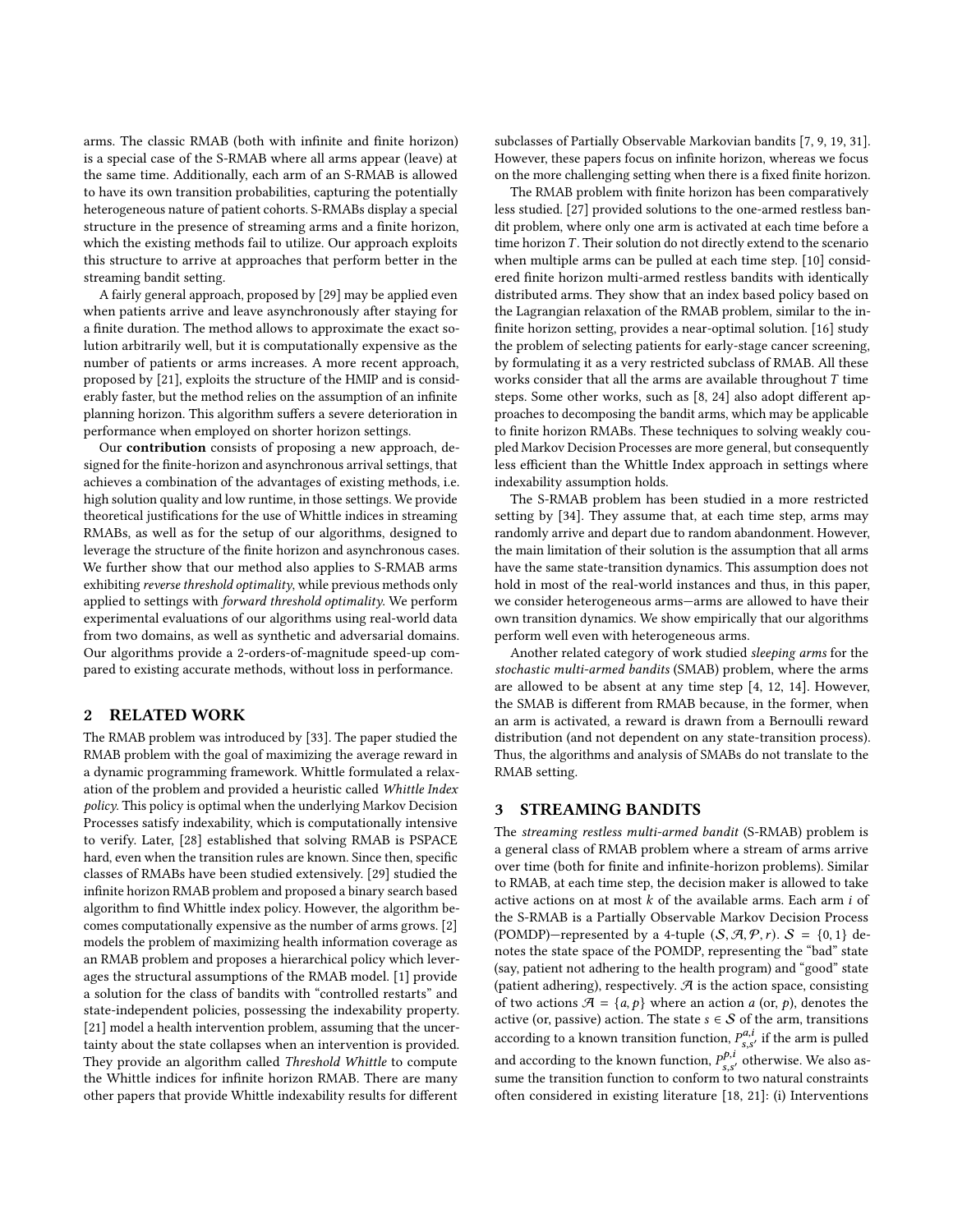arms. The classic RMAB (both with infinite and finite horizon) is a special case of the S-RMAB where all arms appear (leave) at the same time. Additionally, each arm of an S-RMAB is allowed to have its own transition probabilities, capturing the potentially heterogeneous nature of patient cohorts. S-RMABs display a special structure in the presence of streaming arms and a finite horizon, which the existing methods fail to utilize. Our approach exploits this structure to arrive at approaches that perform better in the streaming bandit setting.

A fairly general approach, proposed by [29] may be applied even when patients arrive and leave asynchronously after staying for a finite duration. The method allows to approximate the exact solution arbitrarily well, but it is computationally expensive as the number of patients or arms increases. A more recent approach, proposed by [21], exploits the structure of the HMIP and is considerably faster, but the method relies on the assumption of an infinite planning horizon. This algorithm suffers a severe deterioration in performance when employed on shorter horizon settings.

Our **contribution** consists of proposing a new approach, designed for the finite-horizon and asynchronous arrival settings, that achieves a combination of the advantages of existing methods, i.e. high solution quality and low runtime, in those settings. We provide theoretical justifications for the use of Whittle indices in streaming RMABs, as well as for the setup of our algorithms, designed to leverage the structure of the finite horizon and asynchronous cases. We further show that our method also applies to S-RMAB arms exhibiting *reverse threshold optimality*, while previous methods only applied to settings with *forward threshold optimality*. We perform experimental evaluations of our algorithms using real-world data from two domains, as well as synthetic and adversarial domains. Our algorithms provide a 2-orders-of-magnitude speed-up compared to existing accurate methods, without loss in performance.

## 2 RELATED WORK

The RMAB problem was introduced by [33]. The paper studied the RMAB problem with the goal of maximizing the average reward in a dynamic programming framework. Whittle formulated a relaxation of the problem and provided a heuristic called *Whittle Index policy*. This policy is optimal when the underlying Markov Decision Processes satisfy indexability, which is computationally intensive to verify. Later, [28] established that solving RMAB is PSPACE hard, even when the transition rules are known. Since then, specific classes of RMABs have been studied extensively. [29] studied the infinite horizon RMAB problem and proposed a binary search based algorithm to find Whittle index policy. However, the algorithm becomes computationally expensive as the number of arms grows. [2] models the problem of maximizing health information coverage as an RMAB problem and proposes a hierarchical policy which leverages the structural assumptions of the RMAB model. [1] provide a solution for the class of bandits with "controlled restarts" and state-independent policies, possessing the indexability property. [21] model a health intervention problem, assuming that the uncertainty about the state collapses when an intervention is provided. They provide an algorithm called *Threshold Whittle* to compute the Whittle indices for infinite horizon RMAB. There are many other papers that provide Whittle indexability results for different subclasses of Partially Observable Markovian bandits [7, 9, 19, 31]. However, these papers focus on infinite horizon, whereas we focus on the more challenging setting when there is a fixed finite horizon.

The RMAB problem with finite horizon has been comparatively less studied. [27] provided solutions to the one-armed restless bandit problem, where only one arm is activated at each time before a time horizon $T$. Their solution do not directly extend to the scenario when multiple arms can be pulled at each time step. [10] considered finite horizon multi-armed restless bandits with identically distributed arms. They show that an index based policy based on the Lagrangian relaxation of the RMAB problem, similar to the infinite horizon setting, provides a near-optimal solution. [16] study the problem of selecting patients for early-stage cancer screening, by formulating it as a very restricted subclass of RMAB. All these works consider that all the arms are available throughout $T$ time steps. Some other works, such as [8, 24] also adopt different approaches to decomposing the bandit arms, which may be applicable to finite horizon RMABs. These techniques to solving weakly coupled Markov Decision Processes are more general, but consequently less efficient than the Whittle Index approach in settings where indexability assumption holds.

The S-RMAB problem has been studied in a more restricted setting by [34]. They assume that, at each time step, arms may randomly arrive and depart due to random abandonment. However, the main limitation of their solution is the assumption that all arms have the same state-transition dynamics. This assumption does not hold in most of the real-world instances and thus, in this paper, we consider heterogeneous arms—arms are allowed to have their own transition dynamics. We show empirically that our algorithms perform well even with heterogeneous arms.

Another related category of work studied *sleeping arms* for the *stochastic multi-armed bandits* (SMAB) problem, where the arms are allowed to be absent at any time step [4, 12, 14]. However, the SMAB is different from RMAB because, in the former, when an arm is activated, a reward is drawn from a Bernoulli reward distribution (and not dependent on any state-transition process). Thus, the algorithms and analysis of SMABs do not translate to the RMAB setting.

## 3 STREAMING BANDITS

The *streaming restless multi-armed bandit* (S-RMAB) problem is a general class of RMAB problem where a stream of arms arrive over time (both for finite and infinite-horizon problems). Similar to RMAB, at each time step, the decision maker is allowed to take active actions on at most $k$ of the available arms. Each arm $i$ of the S-RMAB is a Partially Observable Markov Decision Process (POMDP)—represented by a 4-tuple $(\mathcal{S}, \mathcal{A}, \mathcal{P}, r)$. $\mathcal{S} = \{0, 1\}$ denotes the state space of the POMDP, representing the "bad" state (say, patient not adhering to the health program) and "good" state (patient adhering), respectively. $\mathcal{A}$ is the action space, consisting of two actions $\mathcal{A} = \{a, p\}$ where an action $a$ (or, $p$), denotes the active (or, passive) action. The state $s \in \mathcal{S}$ of the arm, transitions according to a known transition function, $P^{a,i}_{s,s'}$ if the arm is pulled and according to the known function, $P^{p,i}_{s,s'}$ otherwise. We also assume the transition function to conform to two natural constraints often considered in existing literature [18, 21]: (i) Interventions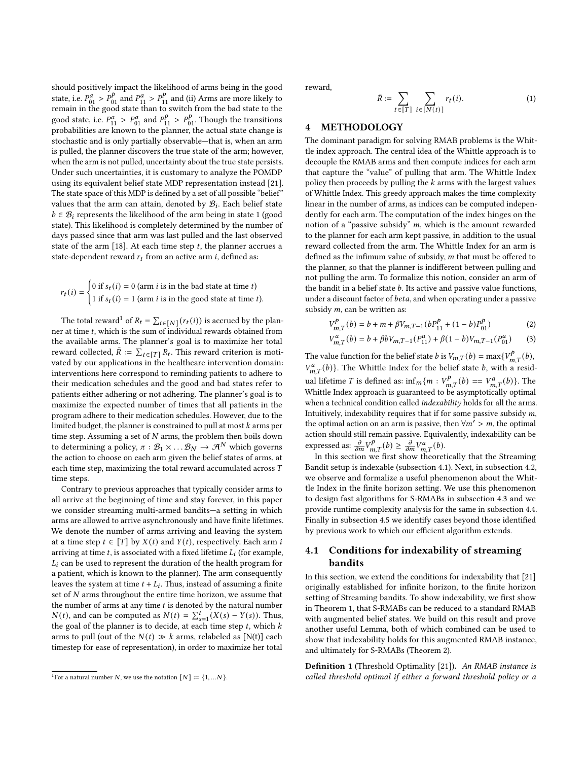should positively impact the likelihood of arms being in the good state, i.e. $P^a_{01} > P^p_{01}$ and $P^a_{11} > P^p_{11}$ and (ii) Arms are more likely to remain in the good state than to switch from the bad state to the good state, i.e. $P^a_{11} > P^a_{01}$ and $P^p_{11} > P^p_{01}$. Though the transitions probabilities are known to the planner, the actual state change is stochastic and is only partially observable—that is, when an arm is pulled, the planner discovers the true state of the arm; however, when the arm is not pulled, uncertainty about the true state persists. Under such uncertainties, it is customary to analyze the POMDP using its equivalent belief state MDP representation instead [21]. The state space of this MDP is defined by a set of all possible "belief" values that the arm can attain, denoted by $\mathcal{B}_i$. Each belief state $b \in \mathcal{B}_i$ represents the likelihood of the arm being in state 1 (good state). This likelihood is completely determined by the number of days passed since that arm was last pulled and the last observed state of the arm [18]. At each time step $t$, the planner accrues a state-dependent reward $r_t$ from an active arm $i$, defined as:

$$r_t(i) = \begin{cases} 0 \text{ if } s_t(i) = 0 \text{ (arm } i \text{ is in the bad state at time } t) \\ 1 \text{ if } s_t(i) = 1 \text{ (arm } i \text{ is in the good state at time } t). \end{cases}$$

The total reward[1] of $R_t = \sum_{i \in [N]}(r_t(i))$ is accrued by the planner at time $t$, which is the sum of individual rewards obtained from the available arms. The planner's goal is to maximize her total reward collected, $\bar{R} := \sum_{t \in [T]} R_t$. This reward criterion is motivated by our applications in the healthcare intervention domain: interventions here correspond to reminding patients to adhere to their medication schedules and the good and bad states refer to patients either adhering or not adhering. The planner's goal is to maximize the expected number of times that all patients in the program adhere to their medication schedules. However, due to the limited budget, the planner is constrained to pull at most $k$ arms per time step. Assuming a set of $N$ arms, the problem then boils down to determining a policy, $\pi : \mathcal{B}_1 \times \ldots \mathcal{B}_N \rightarrow \mathcal{A}^N$ which governs the action to choose on each arm given the belief states of arms, at each time step, maximizing the total reward accumulated across $T$ time steps.

Contrary to previous approaches that typically consider arms to all arrive at the beginning of time and stay forever, in this paper we consider streaming multi-armed bandits—a setting in which arms are allowed to arrive asynchronously and have finite lifetimes. We denote the number of arms arriving and leaving the system at a time step $t \in [T]$ by $X(t)$ and $Y(t)$, respectively. Each arm $i$ arriving at time $t$, is associated with a fixed lifetime $L_i$ (for example, $L_i$ can be used to represent the duration of the health program for a patient, which is known to the planner). The arm consequently leaves the system at time $t + L_i$. Thus, instead of assuming a finite set of $N$ arms throughout the entire time horizon, we assume that the number of arms at any time $t$ is denoted by the natural number $N(t)$, and can be computed as $N(t) = \sum_{s=1}^{t}(X(s) - Y(s))$. Thus, the goal of the planner is to decide, at each time step $t$, which $k$ arms to pull (out of the $N(t) \gg k$ arms, relabeled as [N(t)] each timestep for ease of representation), in order to maximize her total reward,

$$\bar{R} := \sum_{t \in [T]} \sum_{i \in [N(t)]} r_t(i). \tag{1}$$

[1] For a natural number $N$, we use the notation $[N] := \{1, \ldots N\}$.

## 4 METHODOLOGY

The dominant paradigm for solving RMAB problems is the Whittle index approach. The central idea of the Whittle approach is to decouple the RMAB arms and then compute indices for each arm that capture the "value" of pulling that arm. The Whittle Index policy then proceeds by pulling the $k$ arms with the largest values of Whittle Index. This greedy approach makes the time complexity linear in the number of arms, as indices can be computed independently for each arm. The computation of the index hinges on the notion of a "passive subsidy" $m$, which is the amount rewarded to the planner for each arm kept passive, in addition to the usual reward collected from the arm. The Whittle Index for an arm is defined as the infimum value of subsidy, $m$ that must be offered to the planner, so that the planner is indifferent between pulling and not pulling the arm. To formalize this notion, consider an arm of the bandit in a belief state $b$. Its active and passive value functions, under a discount factor of $beta$, and when operating under a passive subsidy $m$, can be written as:

$$V^p_{m,T}(b) = b + m + \beta V_{m,T-1}(bP^p_{11} + (1-b)P^p_{01}) \tag{2}$$

$$V^a_{m,T}(b) = b + \beta b V_{m,T-1}(P^a_{11}) + \beta(1-b)V_{m,T-1}(P^a_{01}) \tag{3}$$

The value function for the belief state $b$ is $V_{m,T}(b) = \max\{V^p_{m,T}(b), V^a_{m,T}(b)\}$. The Whittle Index for the belief state $b$, with a residual lifetime $T$ is defined as: $\inf_m\{m : V^p_{m,T}(b) == V^a_{m,T}(b)\}$. The Whittle Index approach is guaranteed to be asymptotically optimal when a technical condition called *indexability* holds for all the arms. Intuitively, indexability requires that if for some passive subsidy $m$, the optimal action on an arm is passive, then $\forall m' > m$, the optimal action should still remain passive. Equivalently, indexability can be expressed as: $\frac{\partial}{\partial m}V^p_{m,T}(b) \geq \frac{\partial}{\partial m}V^a_{m,T}(b)$.

In this section we first show theoretically that the Streaming Bandit setup is indexable (subsection 4.1). Next, in subsection 4.2, we observe and formalize a useful phenomenon about the Whittle Index in the finite horizon setting. We use this phenomenon to design fast algorithms for S-RMABs in subsection 4.3 and we provide runtime complexity analysis for the same in subsection 4.4. Finally in subsection 4.5 we identify cases beyond those identified by previous work to which our efficient algorithm extends.

### 4.1 Conditions for indexability of streaming bandits

In this section, we extend the conditions for indexability that [21] originally established for infinite horizon, to the finite horizon setting of Streaming bandits. To show indexability, we first show in Theorem 1, that S-RMABs can be reduced to a standard RMAB with augmented belief states. We build on this result and prove another useful Lemma, both of which combined can be used to show that indexability holds for this augmented RMAB instance, and ultimately for S-RMABs (Theorem 2).

**Definition 1** (Threshold Optimality [21]). *An RMAB instance is called threshold optimal if either a forward threshold policy or a*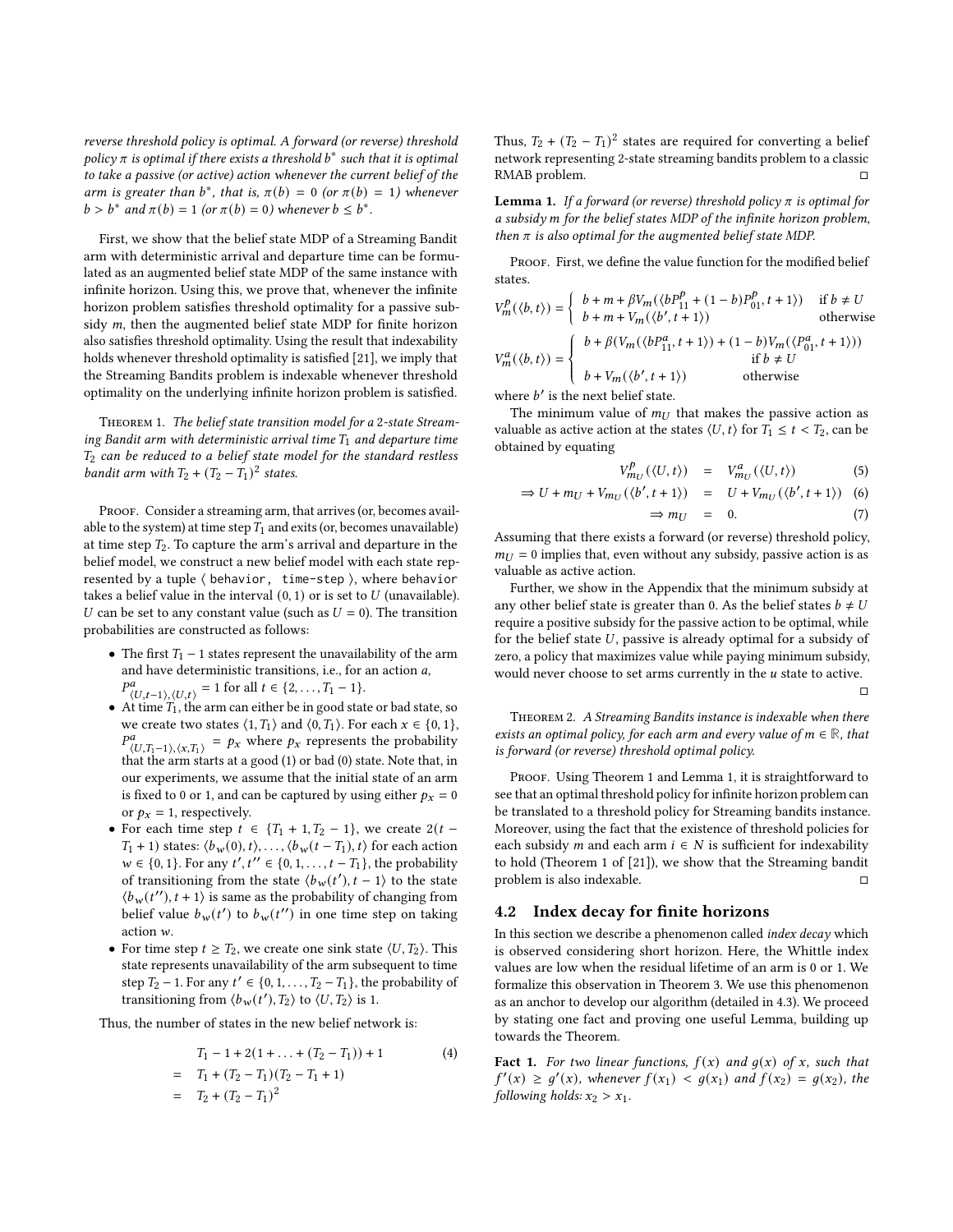*reverse threshold policy is optimal. A forward (or reverse) threshold policy $\pi$ is optimal if there exists a threshold $b^*$ such that it is optimal to take a passive (or active) action whenever the current belief of the arm is greater than $b^*$, that is, $\pi(b) = 0$ (or $\pi(b) = 1$) whenever $b > b^*$ and $\pi(b) = 1$ (or $\pi(b) = 0$) whenever $b \le b^*$.*

First, we show that the belief state MDP of a Streaming Bandit arm with deterministic arrival and departure time can be formulated as an augmented belief state MDP of the same instance with infinite horizon. Using this, we prove that, whenever the infinite horizon problem satisfies threshold optimality for a passive subsidy $m$, then the augmented belief state MDP for finite horizon also satisfies threshold optimality. Using the result that indexability holds whenever threshold optimality is satisfied [21], we imply that the Streaming Bandits problem is indexable whenever threshold optimality on the underlying infinite horizon problem is satisfied.

Theorem 1. *The belief state transition model for a 2-state Streaming Bandit arm with deterministic arrival time $T_1$ and departure time $T_2$ can be reduced to a belief state model for the standard restless bandit arm with $T_2 + (T_2 - T_1)^2$ states.*

Proof. Consider a streaming arm, that arrives (or, becomes available to the system) at time step $T_1$ and exits (or, becomes unavailable) at time step $T_2$. To capture the arm's arrival and departure in the belief model, we construct a new belief model with each state represented by a tuple ⟨ `behavior, time-step` ⟩, where `behavior` takes a belief value in the interval $(0, 1)$ or is set to $U$ (unavailable). $U$ can be set to any constant value (such as $U = 0$). The transition probabilities are constructed as follows:

- The first $T_1 - 1$ states represent the unavailability of the arm and have deterministic transitions, i.e., for an action $a$, $P^a_{\langle U,t-1\rangle,\langle U,t\rangle} = 1$ for all $t \in \{2, \ldots, T_1 - 1\}$.
- At time $T_1$, the arm can either be in good state or bad state, so we create two states $\langle 1, T_1\rangle$ and $\langle 0, T_1\rangle$. For each $x \in \{0, 1\}$, $P^a_{\langle U,T_1-1\rangle,\langle x,T_1\rangle} = p_x$ where $p_x$ represents the probability that the arm starts at a good (1) or bad (0) state. Note that, in our experiments, we assume that the initial state of an arm is fixed to 0 or 1, and can be captured by using either $p_x = 0$ or $p_x = 1$, respectively.
- For each time step $t \in \{T_1 + 1, T_2 - 1\}$, we create $2(t - T_1 + 1)$ states: $\langle b_w(0), t\rangle, \ldots, \langle b_w(t - T_1), t\rangle$ for each action $w \in \{0, 1\}$. For any $t', t'' \in \{0, 1, \ldots, t - T_1\}$, the probability of transitioning from the state $\langle b_w(t'), t - 1\rangle$ to the state $\langle b_w(t''), t + 1\rangle$ is same as the probability of changing from belief value $b_w(t')$ to $b_w(t'')$ in one time step on taking action $w$.
- For time step $t \ge T_2$, we create one sink state $\langle U, T_2\rangle$. This state represents unavailability of the arm subsequent to time step $T_2 - 1$. For any $t' \in \{0, 1, \ldots, T_2 - T_1\}$, the probability of transitioning from $\langle b_w(t'), T_2\rangle$ to $\langle U, T_2\rangle$ is 1.

Thus, the number of states in the new belief network is:

$$
\begin{aligned}
& T_1 - 1 + 2(1 + \ldots + (T_2 - T_1)) + 1 && (4)\\
= \;& T_1 + (T_2 - T_1)(T_2 - T_1 + 1) \\
= \;& T_2 + (T_2 - T_1)^2
\end{aligned}
$$

Thus, $T_2 + (T_2 - T_1)^2$ states are required for converting a belief network representing 2-state streaming bandits problem to a classic RMAB problem. □

**Lemma 1.** *If a forward (or reverse) threshold policy $\pi$ is optimal for a subsidy $m$ for the belief states MDP of the infinite horizon problem, then $\pi$ is also optimal for the augmented belief state MDP.*

Proof. First, we define the value function for the modified belief states.

$$
V^p_m(\langle b, t\rangle) = \begin{cases} b + m + \beta V_m(\langle bP^p_{11} + (1 - b)P^p_{01}, t + 1\rangle) & \text{if } b \ne U \\ b + m + V_m(\langle b', t + 1\rangle) & \text{otherwise} \end{cases}
$$

$$
V^a_m(\langle b, t\rangle) = \begin{cases} b + \beta(V_m(\langle bP^a_{11}, t + 1\rangle) + (1 - b)V_m(\langle P^a_{01}, t + 1\rangle)) & \text{if } b \ne U \\ b + V_m(\langle b', t + 1\rangle) & \text{otherwise} \end{cases}
$$

where $b'$ is the next belief state.

The minimum value of $m_U$ that makes the passive action as valuable as active action at the states $\langle U, t\rangle$ for $T_1 \le t < T_2$, can be obtained by equating

$$
\begin{aligned}
V^p_{m_U}(\langle U, t\rangle) &= V^a_{m_U}(\langle U, t\rangle) && (5)\\
\Rightarrow U + m_U + V_{m_U}(\langle b', t + 1\rangle) &= U + V_{m_U}(\langle b', t + 1\rangle) && (6)\\
\Rightarrow m_U &= 0. && (7)
\end{aligned}
$$

Assuming that there exists a forward (or reverse) threshold policy, $m_U = 0$ implies that, even without any subsidy, passive action is as valuable as active action.

Further, we show in the Appendix that the minimum subsidy at any other belief state is greater than 0. As the belief states $b \ne U$ require a positive subsidy for the passive action to be optimal, while for the belief state $U$, passive is already optimal for a subsidy of zero, a policy that maximizes value while paying minimum subsidy, would never choose to set arms currently in the $u$ state to active. □

Theorem 2. *A Streaming Bandits instance is indexable when there exists an optimal policy, for each arm and every value of $m \in \mathbb{R}$, that is forward (or reverse) threshold optimal policy.*

Proof. Using Theorem 1 and Lemma 1, it is straightforward to see that an optimal threshold policy for infinite horizon problem can be translated to a threshold policy for Streaming bandits instance. Moreover, using the fact that the existence of threshold policies for each subsidy $m$ and each arm $i \in N$ is sufficient for indexability to hold (Theorem 1 of [21]), we show that the Streaming bandit problem is also indexable. □

## 4.2 Index decay for finite horizons

In this section we describe a phenomenon called *index decay* which is observed considering short horizon. Here, the Whittle index values are low when the residual lifetime of an arm is 0 or 1. We formalize this observation in Theorem 3. We use this phenomenon as an anchor to develop our algorithm (detailed in 4.3). We proceed by stating one fact and proving one useful Lemma, building up towards the Theorem.

**Fact 1.** *For two linear functions, $f(x)$ and $g(x)$ of $x$, such that $f'(x) \ge g'(x)$, whenever $f(x_1) < g(x_1)$ and $f(x_2) = g(x_2)$, the following holds: $x_2 > x_1$.*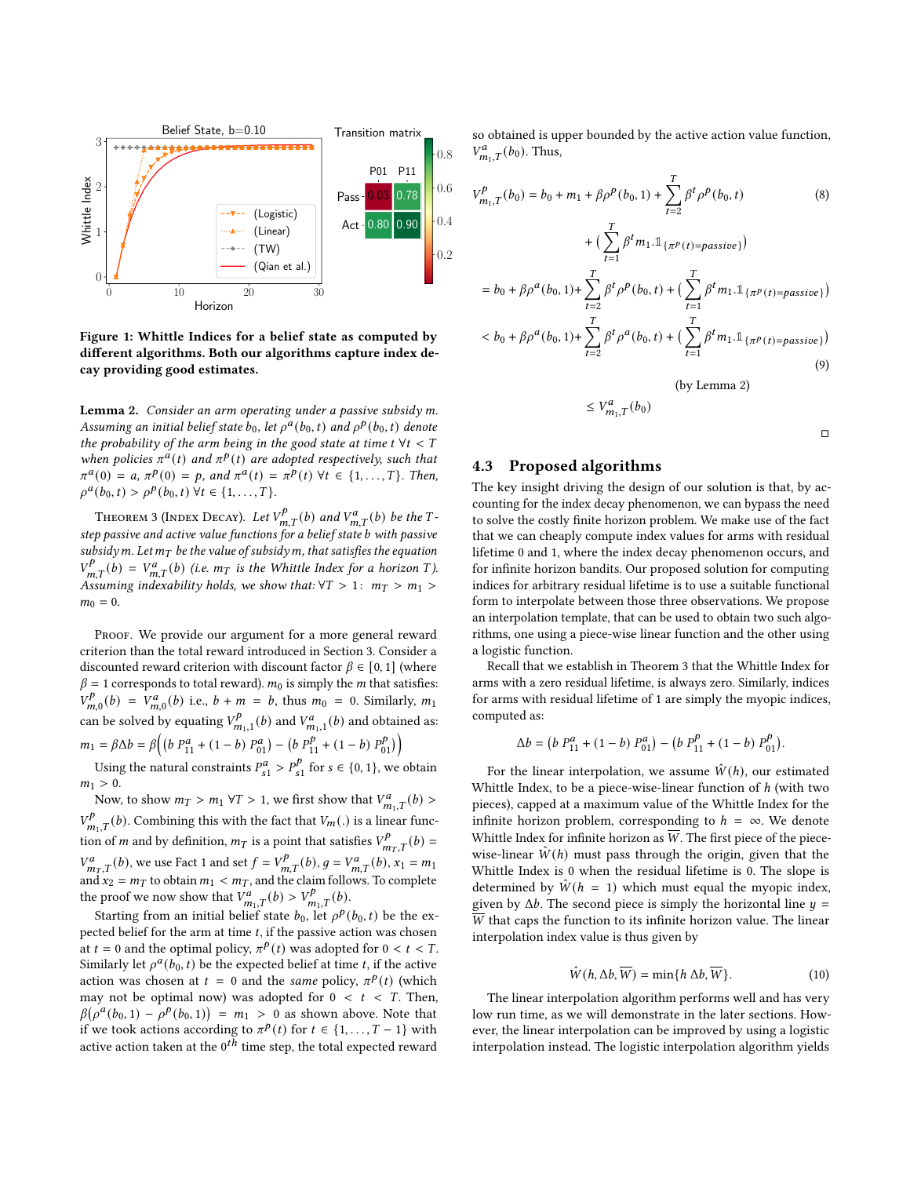Figure 1: Whittle Indices for a belief state as computed by different algorithms. Both our algorithms capture index decay providing good estimates.

**Lemma 2.** *Consider an arm operating under a passive subsidy $m$. Assuming an initial belief state $b_0$, let $\rho^a(b_0, t)$ and $\rho^p(b_0, t)$ denote the probability of the arm being in the good state at time $t$ $\forall t < T$ when policies $\pi^a(t)$ and $\pi^p(t)$ are adopted respectively, such that $\pi^a(0) = a$, $\pi^p(0) = p$, and $\pi^a(t) = \pi^p(t)$ $\forall t \in \{1, \ldots, T\}$. Then, $\rho^a(b_0, t) > \rho^p(b_0, t)$ $\forall t \in \{1, \ldots, T\}$.*

Theorem 3 (Index Decay). *Let $V^p_{m,T}(b)$ and $V^a_{m,T}(b)$ be the $T$-step passive and active value functions for a belief state $b$ with passive subsidy $m$. Let $m_T$ be the value of subsidy $m$, that satisfies the equation $V^p_{m,T}(b) = V^a_{m,T}(b)$ (i.e. $m_T$ is the Whittle Index for a horizon $T$). Assuming indexability holds, we show that: $\forall T > 1$: $m_T > m_1 > m_0 = 0$.*

Proof. We provide our argument for a more general reward criterion than the total reward introduced in Section 3. Consider a discounted reward criterion with discount factor $\beta \in [0, 1]$ (where $\beta = 1$ corresponds to total reward). $m_0$ is simply the $m$ that satisfies: $V^p_{m,0}(b) = V^a_{m,0}(b)$ i.e., $b + m = b$, thus $m_0 = 0$. Similarly, $m_1$ can be solved by equating $V^p_{m_1,1}(b)$ and $V^a_{m_1,1}(b)$ and obtained as: $m_1 = \beta \Delta b = \beta\Big(\big(b\ P^a_{11} + (1-b)\ P^a_{01}\big) - \big(b\ P^p_{11} + (1-b)\ P^p_{01}\big)\Big)$

Using the natural constraints $P^a_{s1} > P^p_{s1}$ for $s \in \{0, 1\}$, we obtain $m_1 > 0$.

Now, to show $m_T > m_1$ $\forall T > 1$, we first show that $V^a_{m_1,T}(b) > V^p_{m_1,T}(b)$. Combining this with the fact that $V_m(.)$ is a linear function of $m$ and by definition, $m_T$ is a point that satisfies $V^p_{m_T,T}(b) = V^a_{m_T,T}(b)$, we use Fact 1 and set $f = V^p_{m,T}(b)$, $g = V^a_{m,T}(b)$, $x_1 = m_1$ and $x_2 = m_T$ to obtain $m_1 < m_T$, and the claim follows. To complete the proof we now show that $V^a_{m_1,T}(b) > V^p_{m_1,T}(b)$.

Starting from an initial belief state $b_0$, let $\rho^p(b_0, t)$ be the expected belief for the arm at time $t$, if the passive action was chosen at $t = 0$ and the optimal policy, $\pi^p(t)$ was adopted for $0 < t < T$. Similarly let $\rho^a(b_0, t)$ be the expected belief at time $t$, if the active action was chosen at $t = 0$ and the *same* policy, $\pi^p(t)$ (which may not be optimal now) was adopted for $0 < t < T$. Then, $\beta\big(\rho^a(b_0, 1) - \rho^p(b_0, 1)\big) = m_1 > 0$ as shown above. Note that if we took actions according to $\pi^p(t)$ for $t \in \{1, \ldots, T-1\}$ with active action taken at the $0^{th}$ time step, the total expected reward so obtained is upper bounded by the active action value function, $V^a_{m_1,T}(b_0)$. Thus,

$$V^p_{m_1,T}(b_0) = b_0 + m_1 + \beta\rho^p(b_0, 1) + \sum_{t=2}^{T} \beta^t \rho^p(b_0, t) \tag{8}$$

$$+ \Big(\sum_{t=1}^{T} \beta^t m_1 . \mathbb{1}_{\{\pi^p(t)=passive\}}\Big)$$

$$= b_0 + \beta\rho^a(b_0, 1) + \sum_{t=2}^{T} \beta^t \rho^p(b_0, t) + \Big(\sum_{t=1}^{T} \beta^t m_1 . \mathbb{1}_{\{\pi^p(t)=passive\}}\Big)$$

$$< b_0 + \beta\rho^a(b_0, 1) + \sum_{t=2}^{T} \beta^t \rho^a(b_0, t) + \Big(\sum_{t=1}^{T} \beta^t m_1 . \mathbb{1}_{\{\pi^p(t)=passive\}}\Big) \tag{9}$$

(by Lemma 2)

$$\leq V^a_{m_1,T}(b_0)$$

□

## 4.3 Proposed algorithms

The key insight driving the design of our solution is that, by accounting for the index decay phenomenon, we can bypass the need to solve the costly finite horizon problem. We make use of the fact that we can cheaply compute index values for arms with residual lifetime 0 and 1, where the index decay phenomenon occurs, and for infinite horizon bandits. Our proposed solution for computing indices for arbitrary residual lifetime is to use a suitable functional form to interpolate between those three observations. We propose an interpolation template, that can be used to obtain two such algorithms, one using a piece-wise linear function and the other using a logistic function.

Recall that we establish in Theorem 3 that the Whittle Index for arms with a zero residual lifetime, is always zero. Similarly, indices for arms with residual lifetime of 1 are simply the myopic indices, computed as:

$$\Delta b = \big(b\ P^a_{11} + (1-b)\ P^a_{01}\big) - \big(b\ P^p_{11} + (1-b)\ P^p_{01}\big).$$

For the linear interpolation, we assume $\hat{W}(h)$, our estimated Whittle Index, to be a piece-wise-linear function of $h$ (with two pieces), capped at a maximum value of the Whittle Index for the infinite horizon problem, corresponding to $h = \infty$. We denote Whittle Index for infinite horizon as $\overline{W}$. The first piece of the piece-wise-linear $\hat{W}(h)$ must pass through the origin, given that the Whittle Index is 0 when the residual lifetime is 0. The slope is determined by $\hat{W}(h = 1)$ which must equal the myopic index, given by $\Delta b$. The second piece is simply the horizontal line $y = \overline{W}$ that caps the function to its infinite horizon value. The linear interpolation index value is thus given by

$$\hat{W}(h, \Delta b, \overline{W}) = \min\{h\ \Delta b, \overline{W}\}. \tag{10}$$

The linear interpolation algorithm performs well and has very low run time, as we will demonstrate in the later sections. However, the linear interpolation can be improved by using a logistic interpolation instead. The logistic interpolation algorithm yields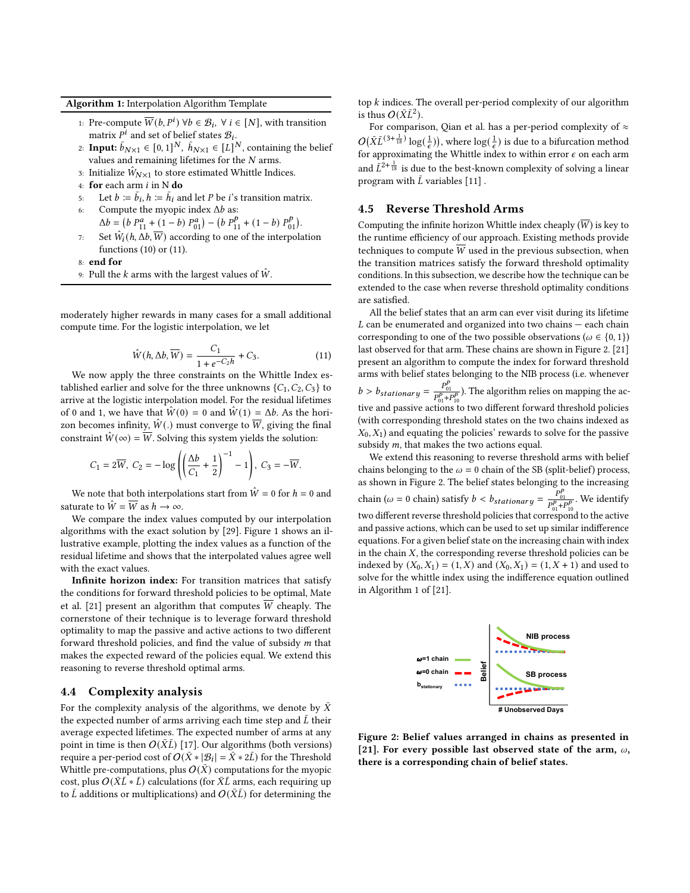**Algorithm 1:** Interpolation Algorithm Template

1: Pre-compute $\overline{W}(b, P^i)\ \forall b \in \mathcal{B}_i,\ \forall\ i \in [N]$, with transition matrix $P^i$ and set of belief states $\mathcal{B}_i$.
2: **Input:** $\bar{b}_{N\times 1} \in [0,1]^N,\ \bar{h}_{N\times 1} \in [L]^N$, containing the belief values and remaining lifetimes for the $N$ arms.
3: Initialize $\hat{W}_{N\times 1}$ to store estimated Whittle Indices.
4: **for** each arm $i$ in N **do**
5: Let $b := \bar{b}_i, h := \bar{h}_i$ and let $P$ be $i$'s transition matrix.
6: Compute the myopic index $\Delta b$ as: $\Delta b = \left(b\ P^a_{11} + (1-b)\ P^a_{01}\right) - \left(b\ P^p_{11} + (1-b)\ P^p_{01}\right)$.
7: Set $\hat{W}_i(h, \Delta b, \overline{W})$ according to one of the interpolation functions (10) or (11).
8: **end for**
9: Pull the $k$ arms with the largest values of $\hat{W}$.

moderately higher rewards in many cases for a small additional compute time. For the logistic interpolation, we let

$$\hat{W}(h, \Delta b, \overline{W}) = \frac{C_1}{1 + e^{-C_2 h}} + C_3. \tag{11}$$

We now apply the three constraints on the Whittle Index established earlier and solve for the three unknowns $\{C_1, C_2, C_3\}$ to arrive at the logistic interpolation model. For the residual lifetimes of 0 and 1, we have that $\hat{W}(0) = 0$ and $\hat{W}(1) = \Delta b$. As the horizon becomes infinity, $\hat{W}(.)$ must converge to $\overline{W}$, giving the final constraint $\hat{W}(\infty) = \overline{W}$. Solving this system yields the solution:

$$C_1 = 2\overline{W},\ C_2 = -\log\left(\left(\frac{\Delta b}{C_1} + \frac{1}{2}\right)^{-1} - 1\right),\ C_3 = -\overline{W}.$$

We note that both interpolations start from $\hat{W} = 0$ for $h = 0$ and saturate to $\hat{W} = \overline{W}$ as $h \to \infty$.

We compare the index values computed by our interpolation algorithms with the exact solution by [29]. Figure 1 shows an illustrative example, plotting the index values as a function of the residual lifetime and shows that the interpolated values agree well with the exact values.

**Infinite horizon index:** For transition matrices that satisfy the conditions for forward threshold policies to be optimal, Mate et al. [21] present an algorithm that computes $\overline{W}$ cheaply. The cornerstone of their technique is to leverage forward threshold optimality to map the passive and active actions to two different forward threshold policies, and find the value of subsidy $m$ that makes the expected reward of the policies equal. We extend this reasoning to reverse threshold optimal arms.

### 4.4 Complexity analysis

For the complexity analysis of the algorithms, we denote by $\bar{X}$ the expected number of arms arriving each time step and $\bar{L}$ their average expected lifetimes. The expected number of arms at any point in time is then $O(\bar{X}\bar{L})$ [17]. Our algorithms (both versions) require a per-period cost of $O(\bar{X} * |\mathcal{B}_i| = \bar{X} * 2\bar{L})$ for the Threshold Whittle pre-computations, plus $O(\bar{X})$ computations for the myopic cost, plus $O(\bar{X}\bar{L} * \bar{L})$ calculations (for $\bar{X}\bar{L}$ arms, each requiring up to $\bar{L}$ additions or multiplications) and $O(\bar{X}\bar{L})$ for determining the top $k$ indices. The overall per-period complexity of our algorithm is thus $O(\bar{X}\bar{L}^2)$.

For comparison, Qian et al. has a per-period complexity of $\approx O\big(\bar{X}\bar{L}^{(3+\frac{1}{18})}\log(\frac{1}{\epsilon})\big)$, where $\log(\frac{1}{\epsilon})$ is due to a bifurcation method for approximating the Whittle index to within error $\epsilon$ on each arm and $\bar{L}^{2+\frac{1}{18}}$ is due to the best-known complexity of solving a linear program with $\bar{L}$ variables [11] .

### 4.5 Reverse Threshold Arms

Computing the infinite horizon Whittle index cheaply ($\overline{W}$) is key to the runtime efficiency of our approach. Existing methods provide techniques to compute $\overline{W}$ used in the previous subsection, when the transition matrices satisfy the forward threshold optimality conditions. In this subsection, we describe how the technique can be extended to the case when reverse threshold optimality conditions are satisfied.

All the belief states that an arm can ever visit during its lifetime $L$ can be enumerated and organized into two chains — each chain corresponding to one of the two possible observations ($\omega \in \{0,1\}$) last observed for that arm. These chains are shown in Figure 2. [21] present an algorithm to compute the index for forward threshold arms with belief states belonging to the NIB process (i.e. whenever $b > b_{stationary} = \frac{P^p_{01}}{P^p_{01}+P^p_{10}}$). The algorithm relies on mapping the active and passive actions to two different forward threshold policies (with corresponding threshold states on the two chains indexed as $X_0, X_1$) and equating the policies' rewards to solve for the passive subsidy $m$, that makes the two actions equal.

We extend this reasoning to reverse threshold arms with belief chains belonging to the $\omega = 0$ chain of the SB (split-belief) process, as shown in Figure 2. The belief states belonging to the increasing chain ($\omega = 0$ chain) satisfy $b < b_{stationary} = \frac{P^p_{01}}{P^p_{01}+P^p_{10}}$. We identify two different reverse threshold policies that correspond to the active and passive actions, which can be used to set up similar indifference equations. For a given belief state on the increasing chain with index in the chain $X$, the corresponding reverse threshold policies can be indexed by $(X_0, X_1) = (1, X)$ and $(X_0, X_1) = (1, X+1)$ and used to solve for the whittle index using the indifference equation outlined in Algorithm 1 of [21].

**Figure 2: Belief values arranged in chains as presented in [21]. For every possible last observed state of the arm, $\omega$, there is a corresponding chain of belief states.**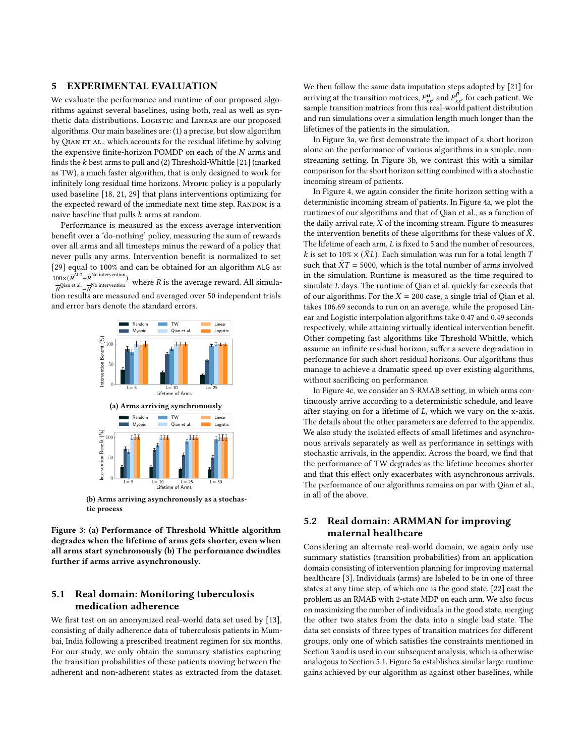## 5 EXPERIMENTAL EVALUATION

We evaluate the performance and runtime of our proposed algorithms against several baselines, using both, real as well as synthetic data distributions. Logistic and Linear are our proposed algorithms. Our main baselines are: (1) a precise, but slow algorithm by Qian et al., which accounts for the residual lifetime by solving the expensive finite-horizon POMDP on each of the $N$ arms and finds the $k$ best arms to pull and (2) Threshold-Whittle [21] (marked as TW), a much faster algorithm, that is only designed to work for infinitely long residual time horizons. Myopic policy is a popularly used baseline [18, 21, 29] that plans interventions optimizing for the expected reward of the immediate next time step. Random is a naive baseline that pulls $k$ arms at random.

Performance is measured as the excess average intervention benefit over a 'do-nothing' policy, measuring the sum of rewards over all arms and all timesteps minus the reward of a policy that never pulls any arms. Intervention benefit is normalized to set [29] equal to 100% and can be obtained for an algorithm ALG as: $\frac{100\times(\overline{R}^{\text{ALG}}-\overline{R}^{\text{No intervention}})}{\overline{R}^{\text{Qian et al.}}-\overline{R}^{\text{No intervention}}}$ where $\overline{R}$ is the average reward. All simulation results are measured and averaged over 50 independent trials and error bars denote the standard errors.

(a) Arms arriving synchronously

(b) Arms arriving asynchronously as a stochastic process

**Figure 3: (a) Performance of Threshold Whittle algorithm degrades when the lifetime of arms gets shorter, even when all arms start synchronously (b) The performance dwindles further if arms arrive asynchronously.**

### 5.1 Real domain: Monitoring tuberculosis medication adherence

We first test on an anonymized real-world data set used by [13], consisting of daily adherence data of tuberculosis patients in Mumbai, India following a prescribed treatment regimen for six months. For our study, we only obtain the summary statistics capturing the transition probabilities of these patients moving between the adherent and non-adherent states as extracted from the dataset. We then follow the same data imputation steps adopted by [21] for arriving at the transition matrices, $P^{a}_{ss'}$ and $P^{p}_{ss'}$ for each patient. We sample transition matrices from this real-world patient distribution and run simulations over a simulation length much longer than the lifetimes of the patients in the simulation.

In Figure 3a, we first demonstrate the impact of a short horizon alone on the performance of various algorithms in a simple, non-streaming setting. In Figure 3b, we contrast this with a similar comparison for the short horizon setting combined with a stochastic incoming stream of patients.

In Figure 4, we again consider the finite horizon setting with a deterministic incoming stream of patients. In Figure 4a, we plot the runtimes of our algorithms and that of Qian et al., as a function of the daily arrival rate, $\bar{X}$ of the incoming stream. Figure 4b measures the intervention benefits of these algorithms for these values of $\bar{X}$. The lifetime of each arm, $L$ is fixed to 5 and the number of resources, $k$ is set to $10\% \times (\bar{X}L)$. Each simulation was run for a total length $T$ such that $\bar{X}T = 5000$, which is the total number of arms involved in the simulation. Runtime is measured as the time required to simulate $L$ days. The runtime of Qian et al. quickly far exceeds that of our algorithms. For the $\bar{X} = 200$ case, a single trial of Qian et al. takes 106.69 seconds to run on an average, while the proposed Linear and Logistic interpolation algorithms take 0.47 and 0.49 seconds respectively, while attaining virtually identical intervention benefit. Other competing fast algorithms like Threshold Whittle, which assume an infinite residual horizon, suffer a severe degradation in performance for such short residual horizons. Our algorithms thus manage to achieve a dramatic speed up over existing algorithms, without sacrificing on performance.

In Figure 4c, we consider an S-RMAB setting, in which arms continuously arrive according to a deterministic schedule, and leave after staying on for a lifetime of $L$, which we vary on the x-axis. The details about the other parameters are deferred to the appendix. We also study the isolated effects of small lifetimes and asynchronous arrivals separately as well as performance in settings with stochastic arrivals, in the appendix. Across the board, we find that the performance of TW degrades as the lifetime becomes shorter and that this effect only exacerbates with asynchronous arrivals. The performance of our algorithms remains on par with Qian et al., in all of the above.

### 5.2 Real domain: ARMMAN for improving maternal healthcare

Considering an alternate real-world domain, we again only use summary statistics (transition probabilities) from an application domain consisting of intervention planning for improving maternal healthcare [3]. Individuals (arms) are labeled to be in one of three states at any time step, of which one is the good state. [22] cast the problem as an RMAB with 2-state MDP on each arm. We also focus on maximizing the number of individuals in the good state, merging the other two states from the data into a single bad state. The data set consists of three types of transition matrices for different groups, only one of which satisfies the constraints mentioned in Section 3 and is used in our subsequent analysis, which is otherwise analogous to Section 5.1. Figure 5a establishes similar large runtime gains achieved by our algorithm as against other baselines, while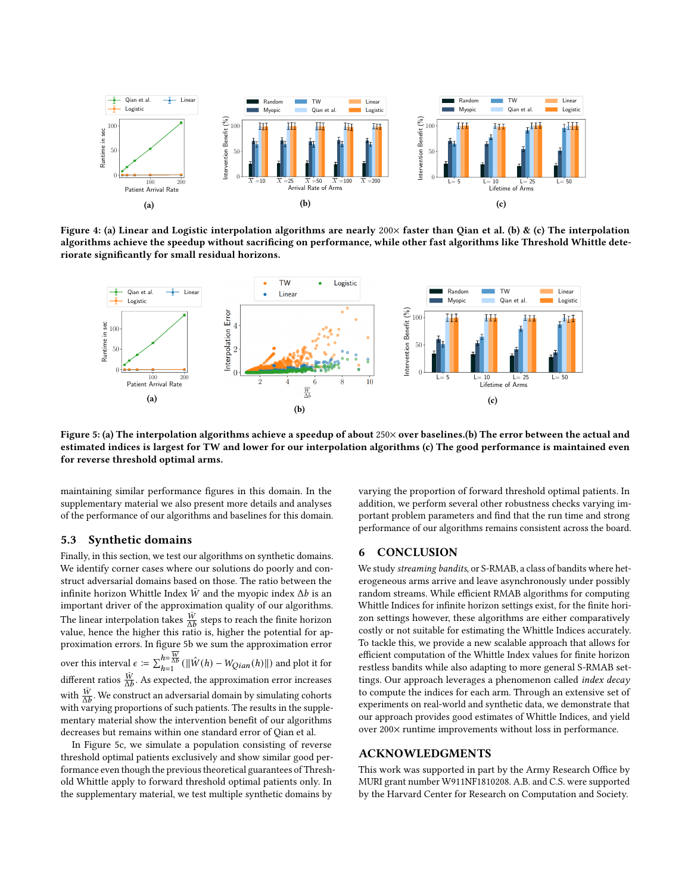Figure 4: (a) Linear and Logistic interpolation algorithms are nearly 200× faster than Qian et al. (b) & (c) The interpolation algorithms achieve the speedup without sacrificing on performance, while other fast algorithms like Threshold Whittle deteriorate significantly for small residual horizons.

Figure 5: (a) The interpolation algorithms achieve a speedup of about 250× over baselines.(b) The error between the actual and estimated indices is largest for TW and lower for our interpolation algorithms (c) The good performance is maintained even for reverse threshold optimal arms.

maintaining similar performance figures in this domain. In the supplementary material we also present more details and analyses of the performance of our algorithms and baselines for this domain.

## 5.3 Synthetic domains

Finally, in this section, we test our algorithms on synthetic domains. We identify corner cases where our solutions do poorly and construct adversarial domains based on those. The ratio between the infinite horizon Whittle Index $\bar{W}$ and the myopic index $\Delta b$ is an important driver of the approximation quality of our algorithms. The linear interpolation takes $\frac{\bar{W}}{\Delta b}$ steps to reach the finite horizon value, hence the higher this ratio is, higher the potential for approximation errors. In figure 5b we sum the approximation error over this interval $\epsilon := \sum_{h=1}^{h=\frac{\bar{W}}{\Delta b}} (\|\hat{W}(h) - W_{Qian}(h)\|)$ and plot it for different ratios $\frac{\bar{W}}{\Delta b}$. As expected, the approximation error increases with $\frac{\bar{W}}{\Delta b}$. We construct an adversarial domain by simulating cohorts with varying proportions of such patients. The results in the supplementary material show the intervention benefit of our algorithms decreases but remains within one standard error of Qian et al.

In Figure 5c, we simulate a population consisting of reverse threshold optimal patients exclusively and show similar good performance even though the previous theoretical guarantees of Threshold Whittle apply to forward threshold optimal patients only. In the supplementary material, we test multiple synthetic domains by varying the proportion of forward threshold optimal patients. In addition, we perform several other robustness checks varying important problem parameters and find that the run time and strong performance of our algorithms remains consistent across the board.

# 6 CONCLUSION

We study *streaming bandits*, or S-RMAB, a class of bandits where heterogeneous arms arrive and leave asynchronously under possibly random streams. While efficient RMAB algorithms for computing Whittle Indices for infinite horizon settings exist, for the finite horizon settings however, these algorithms are either comparatively costly or not suitable for estimating the Whittle Indices accurately. To tackle this, we provide a new scalable approach that allows for efficient computation of the Whittle Index values for finite horizon restless bandits while also adapting to more general S-RMAB settings. Our approach leverages a phenomenon called *index decay* to compute the indices for each arm. Through an extensive set of experiments on real-world and synthetic data, we demonstrate that our approach provides good estimates of Whittle Indices, and yield over 200× runtime improvements without loss in performance.

# ACKNOWLEDGMENTS

This work was supported in part by the Army Research Office by MURI grant number W911NF1810208. A.B. and C.S. were supported by the Harvard Center for Research on Computation and Society.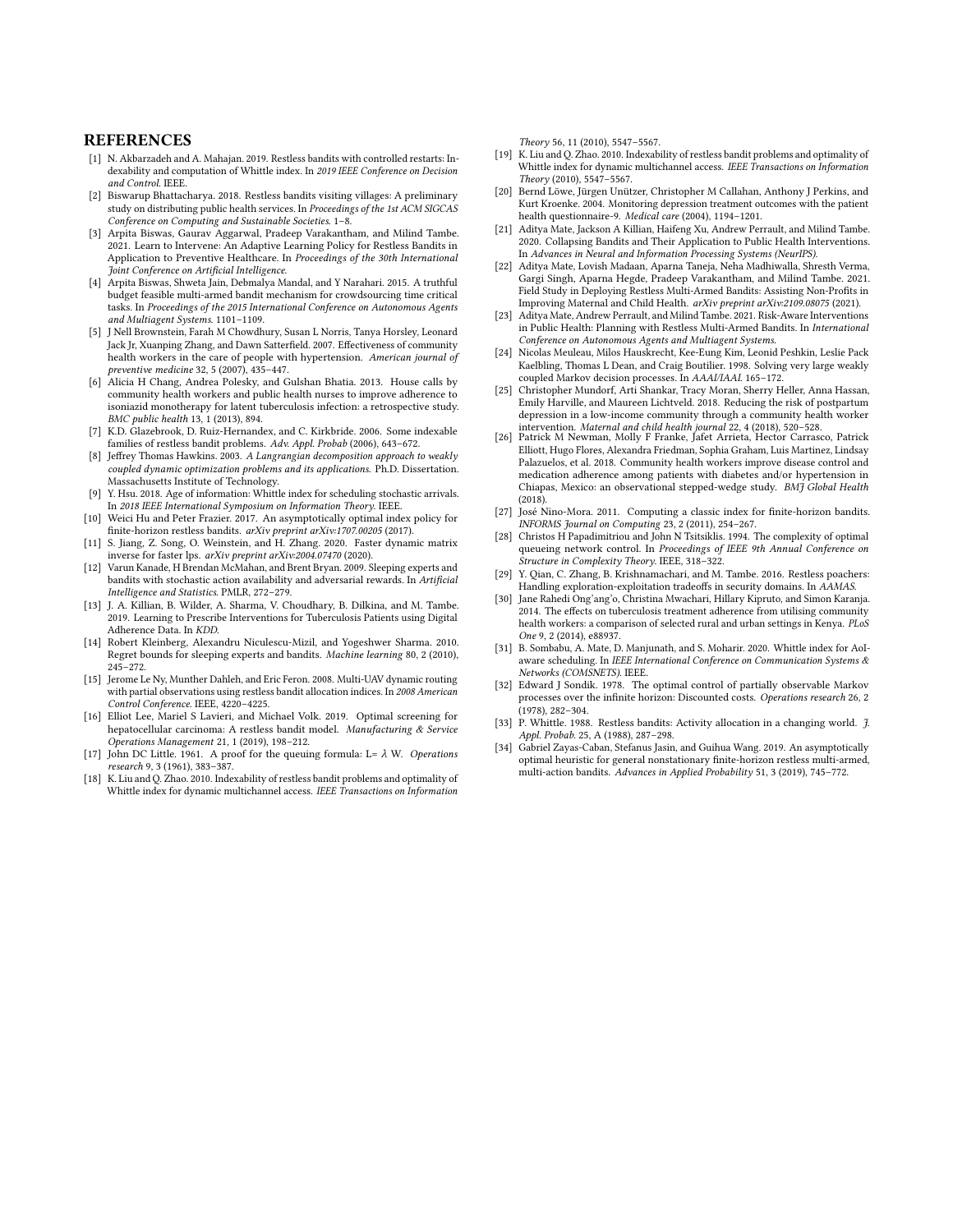## REFERENCES

[1] N. Akbarzadeh and A. Mahajan. 2019. Restless bandits with controlled restarts: Indexability and computation of Whittle index. In *2019 IEEE Conference on Decision and Control*. IEEE.

[2] Biswarup Bhattacharya. 2018. Restless bandits visiting villages: A preliminary study on distributing public health services. In *Proceedings of the 1st ACM SIGCAS Conference on Computing and Sustainable Societies*. 1–8.

[3] Arpita Biswas, Gaurav Aggarwal, Pradeep Varakantham, and Milind Tambe. 2021. Learn to Intervene: An Adaptive Learning Policy for Restless Bandits in Application to Preventive Healthcare. In *Proceedings of the 30th International Joint Conference on Artificial Intelligence*.

[4] Arpita Biswas, Shweta Jain, Debmalya Mandal, and Y Narahari. 2015. A truthful budget feasible multi-armed bandit mechanism for crowdsourcing time critical tasks. In *Proceedings of the 2015 International Conference on Autonomous Agents and Multiagent Systems*. 1101–1109.

[5] J Nell Brownstein, Farah M Chowdhury, Susan L Norris, Tanya Horsley, Leonard Jack Jr, Xuanping Zhang, and Dawn Satterfield. 2007. Effectiveness of community health workers in the care of people with hypertension. *American journal of preventive medicine* 32, 5 (2007), 435–447.

[6] Alicia H Chang, Andrea Polesky, and Gulshan Bhatia. 2013. House calls by community health workers and public health nurses to improve adherence to isoniazid monotherapy for latent tuberculosis infection: a retrospective study. *BMC public health* 13, 1 (2013), 894.

[7] K.D. Glazebrook, D. Ruiz-Hernandex, and C. Kirkbride. 2006. Some indexable families of restless bandit problems. *Adv. Appl. Probab* (2006), 643–672.

[8] Jeffrey Thomas Hawkins. 2003. *A Langrangian decomposition approach to weakly coupled dynamic optimization problems and its applications*. Ph.D. Dissertation. Massachusetts Institute of Technology.

[9] Y. Hsu. 2018. Age of information: Whittle index for scheduling stochastic arrivals. In *2018 IEEE International Symposium on Information Theory*. IEEE.

[10] Weici Hu and Peter Frazier. 2017. An asymptotically optimal index policy for finite-horizon restless bandits. *arXiv preprint arXiv:1707.00205* (2017).

[11] S. Jiang, Z. Song, O. Weinstein, and H. Zhang. 2020. Faster dynamic matrix inverse for faster lps. *arXiv preprint arXiv:2004.07470* (2020).

[12] Varun Kanade, H Brendan McMahan, and Brent Bryan. 2009. Sleeping experts and bandits with stochastic action availability and adversarial rewards. In *Artificial Intelligence and Statistics*. PMLR, 272–279.

[13] J. A. Killian, B. Wilder, A. Sharma, V. Choudhary, B. Dilkina, and M. Tambe. 2019. Learning to Prescribe Interventions for Tuberculosis Patients using Digital Adherence Data. In *KDD*.

[14] Robert Kleinberg, Alexandru Niculescu-Mizil, and Yogeshwer Sharma. 2010. Regret bounds for sleeping experts and bandits. *Machine learning* 80, 2 (2010), 245–272.

[15] Jerome Le Ny, Munther Dahleh, and Eric Feron. 2008. Multi-UAV dynamic routing with partial observations using restless bandit allocation indices. In *2008 American Control Conference*. IEEE, 4220–4225.

[16] Elliot Lee, Mariel S Lavieri, and Michael Volk. 2019. Optimal screening for hepatocellular carcinoma: A restless bandit model. *Manufacturing & Service Operations Management* 21, 1 (2019), 198–212.

[17] John DC Little. 1961. A proof for the queuing formula: L= $\lambda$ W. *Operations research* 9, 3 (1961), 383–387.

[18] K. Liu and Q. Zhao. 2010. Indexability of restless bandit problems and optimality of Whittle index for dynamic multichannel access. *IEEE Transactions on Information Theory* 56, 11 (2010), 5547–5567.

[19] K. Liu and Q. Zhao. 2010. Indexability of restless bandit problems and optimality of Whittle index for dynamic multichannel access. *IEEE Transactions on Information Theory* (2010), 5547–5567.

[20] Bernd Löwe, Jürgen Unützer, Christopher M Callahan, Anthony J Perkins, and Kurt Kroenke. 2004. Monitoring depression treatment outcomes with the patient health questionnaire-9. *Medical care* (2004), 1194–1201.

[21] Aditya Mate, Jackson A Killian, Haifeng Xu, Andrew Perrault, and Milind Tambe. 2020. Collapsing Bandits and Their Application to Public Health Interventions. In *Advances in Neural and Information Processing Systems (NeurIPS)*.

[22] Aditya Mate, Lovish Madaan, Aparna Taneja, Neha Madhiwalla, Shresth Verma, Gargi Singh, Aparna Hegde, Pradeep Varakantham, and Milind Tambe. 2021. Field Study in Deploying Restless Multi-Armed Bandits: Assisting Non-Profits in Improving Maternal and Child Health. *arXiv preprint arXiv:2109.08075* (2021).

[23] Aditya Mate, Andrew Perrault, and Milind Tambe. 2021. Risk-Aware Interventions in Public Health: Planning with Restless Multi-Armed Bandits. In *International Conference on Autonomous Agents and Multiagent Systems*.

[24] Nicolas Meuleau, Milos Hauskrecht, Kee-Eung Kim, Leonid Peshkin, Leslie Pack Kaelbling, Thomas L Dean, and Craig Boutilier. 1998. Solving very large weakly coupled Markov decision processes. In *AAAI/IAAI*. 165–172.

[25] Christopher Mundorf, Arti Shankar, Tracy Moran, Sherry Heller, Anna Hassan, Emily Harville, and Maureen Lichtveld. 2018. Reducing the risk of postpartum depression in a low-income community through a community health worker intervention. *Maternal and child health journal* 22, 4 (2018), 520–528.

[26] Patrick M Newman, Molly F Franke, Jafet Arrieta, Hector Carrasco, Patrick Elliott, Hugo Flores, Alexandra Friedman, Sophia Graham, Luis Martinez, Lindsay Palazuelos, et al. 2018. Community health workers improve disease control and medication adherence among patients with diabetes and/or hypertension in Chiapas, Mexico: an observational stepped-wedge study. *BMJ Global Health* (2018).

[27] José Nino-Mora. 2011. Computing a classic index for finite-horizon bandits. *INFORMS Journal on Computing* 23, 2 (2011), 254–267.

[28] Christos H Papadimitriou and John N Tsitsiklis. 1994. The complexity of optimal queueing network control. In *Proceedings of IEEE 9th Annual Conference on Structure in Complexity Theory*. IEEE, 318–322.

[29] Y. Qian, C. Zhang, B. Krishnamachari, and M. Tambe. 2016. Restless poachers: Handling exploration-exploitation tradeoffs in security domains. In *AAMAS*.

[30] Jane Rahedi Ong'ang'o, Christina Mwachari, Hillary Kipruto, and Simon Karanja. 2014. The effects on tuberculosis treatment adherence from utilising community health workers: a comparison of selected rural and urban settings in Kenya. *PLoS One* 9, 2 (2014), e88937.

[31] B. Sombabu, A. Mate, D. Manjunath, and S. Moharir. 2020. Whittle index for AoI-aware scheduling. In *IEEE International Conference on Communication Systems & Networks (COMSNETS)*. IEEE.

[32] Edward J Sondik. 1978. The optimal control of partially observable Markov processes over the infinite horizon: Discounted costs. *Operations research* 26, 2 (1978), 282–304.

[33] P. Whittle. 1988. Restless bandits: Activity allocation in a changing world. *J. Appl. Probab.* 25, A (1988), 287–298.

[34] Gabriel Zayas-Caban, Stefanus Jasin, and Guihua Wang. 2019. An asymptotically optimal heuristic for general nonstationary finite-horizon restless multi-armed, multi-action bandits. *Advances in Applied Probability* 51, 3 (2019), 745–772.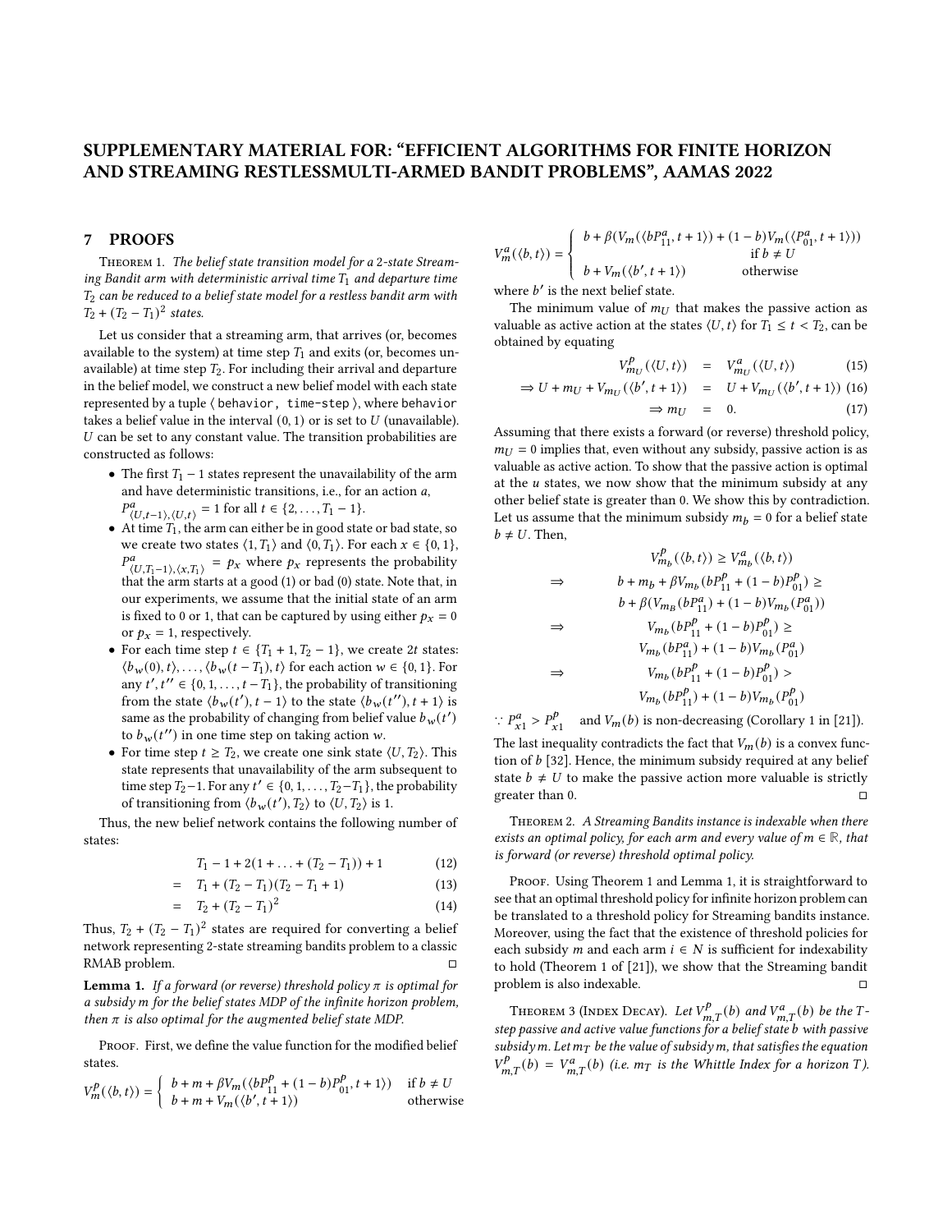# SUPPLEMENTARY MATERIAL FOR: "EFFICIENT ALGORITHMS FOR FINITE HORIZON AND STREAMING RESTLESSMULTI-ARMED BANDIT PROBLEMS", AAMAS 2022

## 7 PROOFS

Theorem 1. *The belief state transition model for a 2-state Streaming Bandit arm with deterministic arrival time $T_1$ and departure time $T_2$ can be reduced to a belief state model for a restless bandit arm with $T_2 + (T_2 - T_1)^2$ states.*

Let us consider that a streaming arm, that arrives (or, becomes available to the system) at time step $T_1$ and exits (or, becomes unavailable) at time step $T_2$. For including their arrival and departure in the belief model, we construct a new belief model with each state represented by a tuple ⟨ `behavior, time-step` ⟩, where `behavior` takes a belief value in the interval $(0, 1)$ or is set to $U$ (unavailable). $U$ can be set to any constant value. The transition probabilities are constructed as follows:

- The first $T_1 - 1$ states represent the unavailability of the arm and have deterministic transitions, i.e., for an action $a$, $P^a_{\langle U,t-1\rangle,\langle U,t\rangle} = 1$ for all $t \in \{2, \ldots, T_1 - 1\}$.
- At time $T_1$, the arm can either be in good state or bad state, so we create two states $\langle 1, T_1\rangle$ and $\langle 0, T_1\rangle$. For each $x \in \{0, 1\}$, $P^a_{\langle U,T_1-1\rangle,\langle x,T_1\rangle} = p_x$ where $p_x$ represents the probability that the arm starts at a good (1) or bad (0) state. Note that, in our experiments, we assume that the initial state of an arm is fixed to 0 or 1, that can be captured by using either $p_x = 0$ or $p_x = 1$, respectively.
- For each time step $t \in \{T_1 + 1, T_2 - 1\}$, we create $2t$ states: $\langle b_w(0), t\rangle, \ldots, \langle b_w(t - T_1), t\rangle$ for each action $w \in \{0, 1\}$. For any $t', t'' \in \{0, 1, \ldots, t - T_1\}$, the probability of transitioning from the state $\langle b_w(t'), t - 1\rangle$ to the state $\langle b_w(t''), t + 1\rangle$ is same as the probability of changing from belief value $b_w(t')$ to $b_w(t'')$ in one time step on taking action $w$.
- For time step $t \geq T_2$, we create one sink state $\langle U, T_2\rangle$. This state represents that unavailability of the arm subsequent to time step $T_2 - 1$. For any $t' \in \{0, 1, \ldots, T_2 - T_1\}$, the probability of transitioning from $\langle b_w(t'), T_2\rangle$ to $\langle U, T_2\rangle$ is 1.

Thus, the new belief network contains the following number of states:

$$T_1 - 1 + 2(1 + \ldots + (T_2 - T_1)) + 1 \tag{12}$$

$$= \quad T_1 + (T_2 - T_1)(T_2 - T_1 + 1) \tag{13}$$

$$= \quad T_2 + (T_2 - T_1)^2 \tag{14}$$

Thus, $T_2 + (T_2 - T_1)^2$ states are required for converting a belief network representing 2-state streaming bandits problem to a classic RMAB problem. □

**Lemma 1.** *If a forward (or reverse) threshold policy $\pi$ is optimal for a subsidy $m$ for the belief states MDP of the infinite horizon problem, then $\pi$ is also optimal for the augmented belief state MDP.*

Proof. First, we define the value function for the modified belief states.

$$V^p_m(\langle b, t\rangle) = \begin{cases} b + m + \beta V_m(\langle bP^p_{11} + (1 - b)P^p_{01}, t + 1\rangle) & \text{if } b \neq U \\ b + m + V_m(\langle b', t + 1\rangle) & \text{otherwise} \end{cases}$$

$$V^a_m(\langle b, t\rangle) = \begin{cases} b + \beta(V_m(\langle bP^a_{11}, t + 1\rangle) + (1 - b)V_m(\langle P^a_{01}, t + 1\rangle)) \\ \qquad\qquad\qquad\qquad\qquad\qquad \text{if } b \neq U \\ b + V_m(\langle b', t + 1\rangle) \qquad\qquad \text{otherwise} \end{cases}$$

where $b'$ is the next belief state.

The minimum value of $m_U$ that makes the passive action as valuable as active action at the states $\langle U, t\rangle$ for $T_1 \leq t < T_2$, can be obtained by equating

$$V^p_{m_U}(\langle U, t\rangle) \quad = \quad V^a_{m_U}(\langle U, t\rangle) \tag{15}$$

$$\Rightarrow U + m_U + V_{m_U}(\langle b', t + 1\rangle) \quad = \quad U + V_{m_U}(\langle b', t + 1\rangle) \tag{16}$$

$$\Rightarrow m_U \quad = \quad 0. \tag{17}$$

Assuming that there exists a forward (or reverse) threshold policy, $m_U = 0$ implies that, even without any subsidy, passive action is as valuable as active action. To show that the passive action is optimal at the $u$ states, we now show that the minimum subsidy at any other belief state is greater than 0. We show this by contradiction. Let us assume that the minimum subsidy $m_b = 0$ for a belief state $b \neq U$. Then,

$$\begin{aligned}
& V^p_{m_b}(\langle b, t\rangle) \geq V^a_{m_b}(\langle b, t\rangle) \\
\Rightarrow \quad & b + m_b + \beta V_{m_b}(bP^p_{11} + (1 - b)P^p_{01}) \geq \\
& b + \beta(V_{m_B}(bP^a_{11}) + (1 - b)V_{m_b}(P^a_{01})) \\
\Rightarrow \quad & V_{m_b}(bP^p_{11} + (1 - b)P^p_{01}) \geq \\
& V_{m_b}(bP^a_{11}) + (1 - b)V_{m_b}(P^a_{01}) \\
\Rightarrow \quad & V_{m_b}(bP^p_{11} + (1 - b)P^p_{01}) > \\
& V_{m_b}(bP^p_{11}) + (1 - b)V_{m_b}(P^p_{01})
\end{aligned}$$

$\because P^a_{x1} > P^p_{x1}$ and $V_m(b)$ is non-decreasing (Corollary 1 in [21]).

The last inequality contradicts the fact that $V_m(b)$ is a convex function of $b$ [32]. Hence, the minimum subsidy required at any belief state $b \neq U$ to make the passive action more valuable is strictly greater than 0. □

Theorem 2. *A Streaming Bandits instance is indexable when there exists an optimal policy, for each arm and every value of $m \in \mathbb{R}$, that is forward (or reverse) threshold optimal policy.*

Proof. Using Theorem 1 and Lemma 1, it is straightforward to see that an optimal threshold policy for infinite horizon problem can be translated to a threshold policy for Streaming bandits instance. Moreover, using the fact that the existence of threshold policies for each subsidy $m$ and each arm $i \in N$ is sufficient for indexability to hold (Theorem 1 of [21]), we show that the Streaming bandit problem is also indexable. □

Theorem 3 (Index Decay). *Let $V^p_{m,T}(b)$ and $V^a_{m,T}(b)$ be the $T$-step passive and active value functions for a belief state $b$ with passive subsidy $m$. Let $m_T$ be the value of subsidy $m$, that satisfies the equation $V^p_{m,T}(b) = V^a_{m,T}(b)$ (i.e. $m_T$ is the Whittle Index for a horizon $T$).*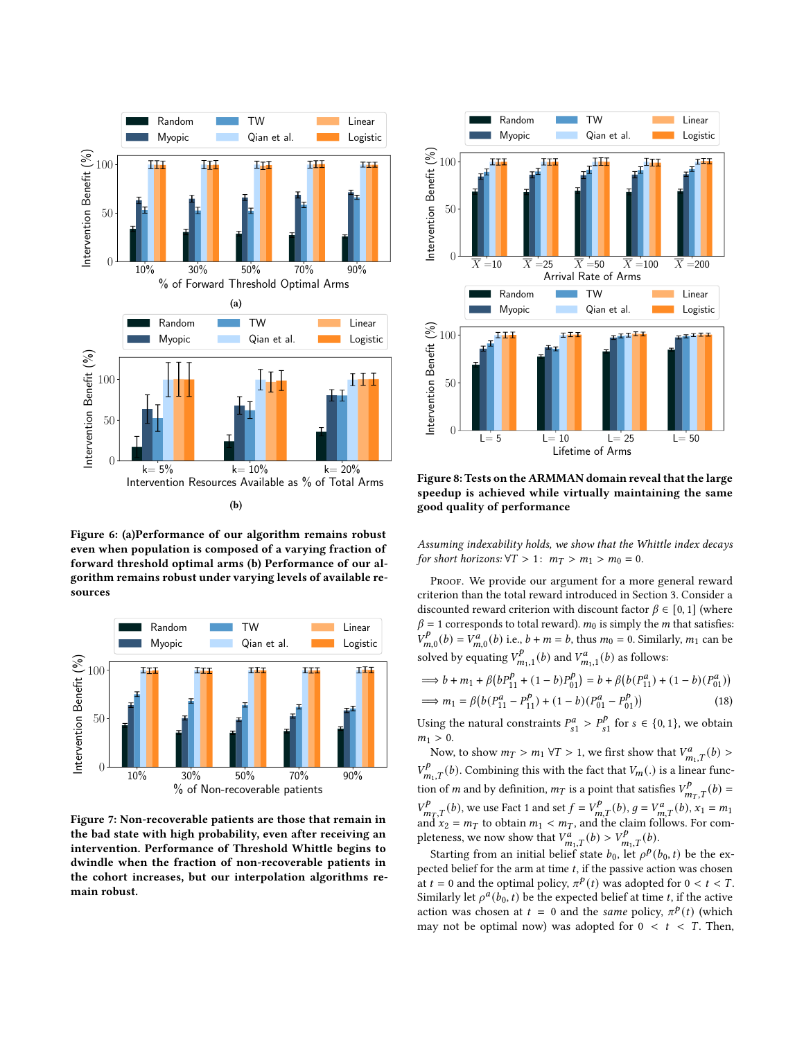**Figure 6: (a)Performance of our algorithm remains robust even when population is composed of a varying fraction of forward threshold optimal arms (b) Performance of our algorithm remains robust under varying levels of available resources**

**Figure 7: Non-recoverable patients are those that remain in the bad state with high probability, even after receiving an intervention. Performance of Threshold Whittle begins to dwindle when the fraction of non-recoverable patients in the cohort increases, but our interpolation algorithms remain robust.**

**Figure 8: Tests on the ARMMAN domain reveal that the large speedup is achieved while virtually maintaining the same good quality of performance**

*Assuming indexability holds, we show that the Whittle index decays for short horizons:* $\forall T > 1$: $m_T > m_1 > m_0 = 0$.

Proof. We provide our argument for a more general reward criterion than the total reward introduced in Section 3. Consider a discounted reward criterion with discount factor $\beta \in [0, 1]$ (where $\beta = 1$ corresponds to total reward). $m_0$ is simply the $m$ that satisfies: $V^p_{m,0}(b) = V^a_{m,0}(b)$ i.e., $b + m = b$, thus $m_0 = 0$. Similarly, $m_1$ can be solved by equating $V^p_{m_1,1}(b)$ and $V^a_{m_1,1}(b)$ as follows:

$$\implies b + m_1 + \beta\big(bP^p_{11} + (1-b)P^p_{01}\big) = b + \beta\big(b(P^a_{11}) + (1-b)(P^a_{01})\big)$$

$$\implies m_1 = \beta\big(b(P^a_{11} - P^p_{11}) + (1-b)(P^a_{01} - P^p_{01})\big) \quad (18)$$

Using the natural constraints $P^a_{s1} > P^p_{s1}$ for $s \in \{0, 1\}$, we obtain $m_1 > 0$.

Now, to show $m_T > m_1\ \forall T > 1$, we first show that $V^a_{m_1,T}(b) > V^p_{m_1,T}(b)$. Combining this with the fact that $V_m(.)$ is a linear function of $m$ and by definition, $m_T$ is a point that satisfies: $V^p_{m_T,T}(b) = V^p_{m_T,T}(b)$, we use Fact 1 and set $f = V^p_{m,T}(b)$, $g = V^a_{m,T}(b)$, $x_1 = m_1$ and $x_2 = m_T$ to obtain $m_1 < m_T$, and the claim follows. For completeness, we now show that $V^a_{m_1,T}(b) > V^p_{m_1,T}(b)$.

Starting from an initial belief state $b_0$, let $\rho^p(b_0, t)$ be the expected belief for the arm at time $t$, if the passive action was chosen at $t = 0$ and the optimal policy, $\pi^p(t)$ was adopted for $0 < t < T$. Similarly let $\rho^a(b_0, t)$ be the expected belief at time $t$, if the active action was chosen at $t = 0$ and the *same* policy, $\pi^p(t)$ (which may not be optimal now) was adopted for $0 < t < T$. Then,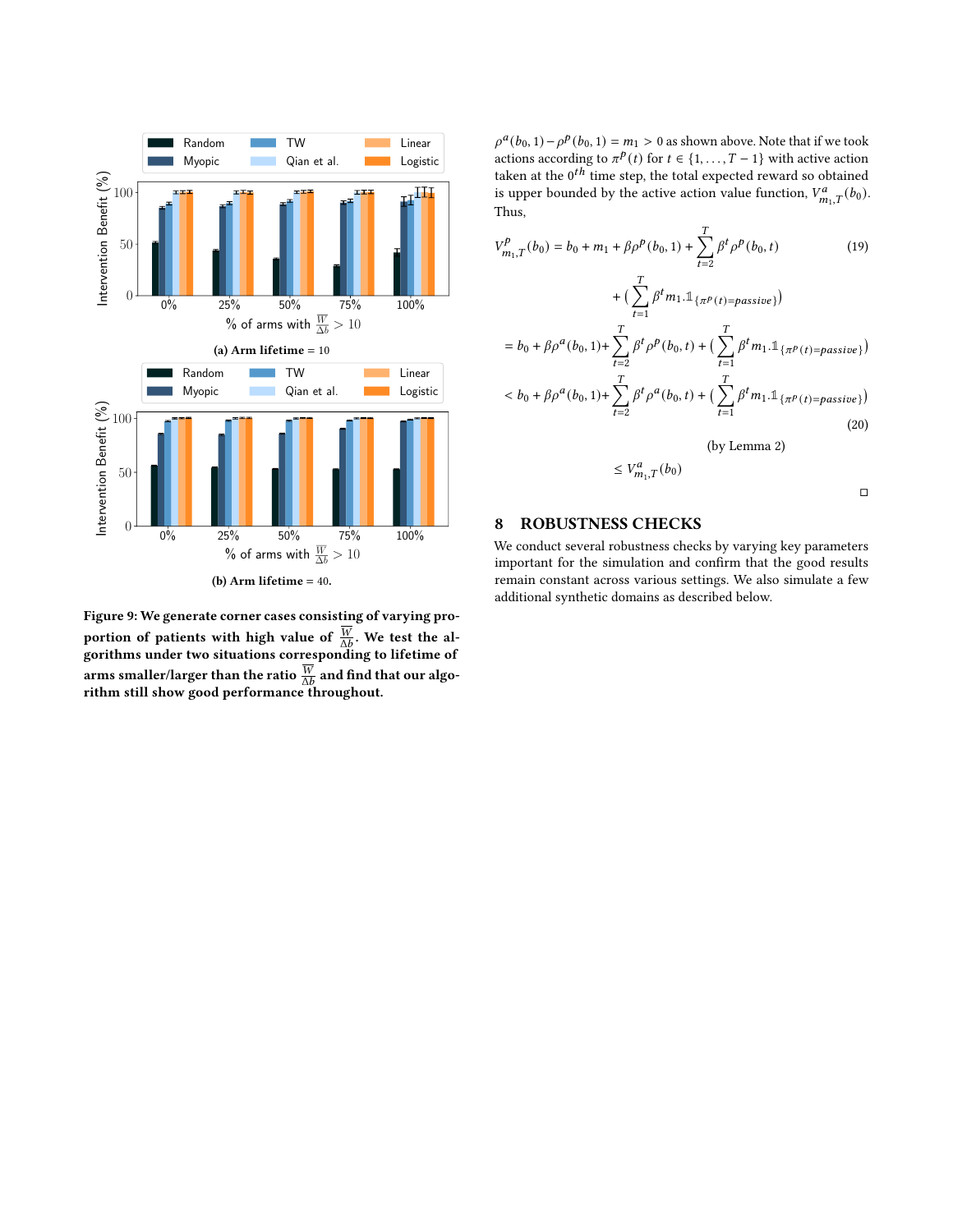Random
Myopic
TW
Qian et al.
Linear
Logistic

Intervention Benefit (%)

100

50

0

0%
25%
50%
75%
100%

% of arms with $\frac{\overline{W}}{\Delta b} > 10$

**(a) Arm lifetime = 10**

Random
Myopic
TW
Qian et al.
Linear
Logistic

Intervention Benefit (%)

100

50

0

0%
25%
50%
75%
100%

% of arms with $\frac{\overline{W}}{\Delta b} > 10$

**(b) Arm lifetime = 40.**

**Figure 9: We generate corner cases consisting of varying proportion of patients with high value of $\frac{\overline{W}}{\Delta b}$. We test the algorithms under two situations corresponding to lifetime of arms smaller/larger than the ratio $\frac{\overline{W}}{\Delta b}$ and find that our algorithm still show good performance throughout.**

$\rho^a(b_0, 1) - \rho^p(b_0, 1) = m_1 > 0$ as shown above. Note that if we took actions according to $\pi^p(t)$ for $t \in \{1, \dots, T-1\}$ with active action taken at the $0^{th}$ time step, the total expected reward so obtained is upper bounded by the active action value function, $V^a_{m_1,T}(b_0)$. Thus,

$$V^p_{m_1,T}(b_0) = b_0 + m_1 + \beta \rho^p(b_0, 1) + \sum_{t=2}^{T} \beta^t \rho^p(b_0, t) \tag{19}$$

$$+ \Big( \sum_{t=1}^{T} \beta^t m_1 . \mathbb{1}_{\{\pi^p(t) = passive\}} \Big)$$

$$= b_0 + \beta \rho^a(b_0, 1) + \sum_{t=2}^{T} \beta^t \rho^p(b_0, t) + \Big( \sum_{t=1}^{T} \beta^t m_1 . \mathbb{1}_{\{\pi^p(t) = passive\}} \Big)$$

$$< b_0 + \beta \rho^a(b_0, 1) + \sum_{t=2}^{T} \beta^t \rho^a(b_0, t) + \Big( \sum_{t=1}^{T} \beta^t m_1 . \mathbb{1}_{\{\pi^p(t) = passive\}} \Big) \tag{20}$$

(by Lemma 2)

$$\leq V^a_{m_1,T}(b_0)$$

□

## 8 ROBUSTNESS CHECKS

We conduct several robustness checks by varying key parameters important for the simulation and confirm that the good results remain constant across various settings. We also simulate a few additional synthetic domains as described below.